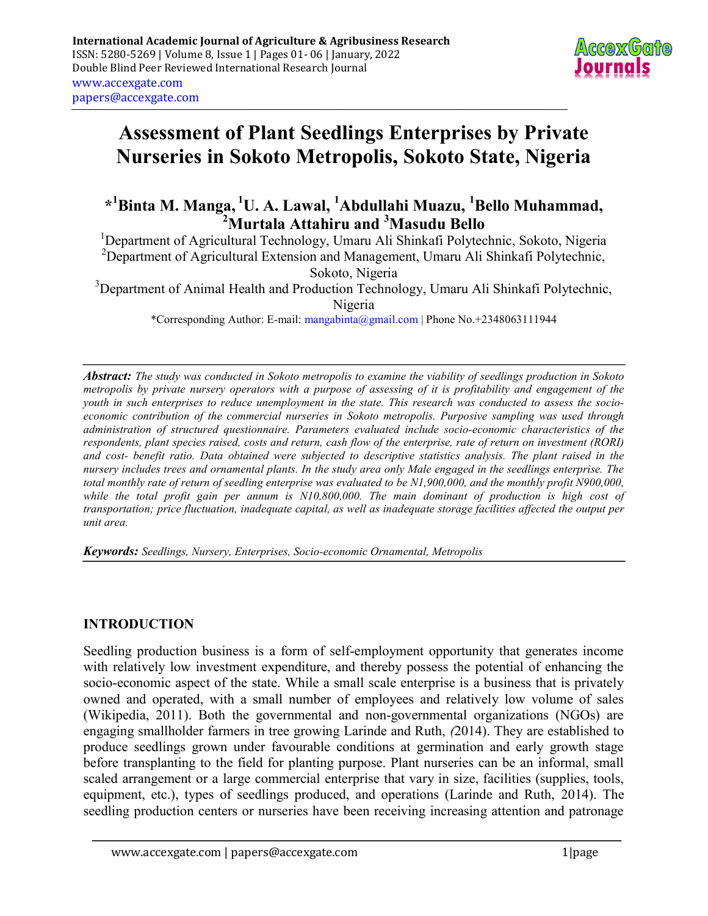# Assessment of Plant Seedlings Enterprises by Private Nurseries in Sokoto Metropolis, Sokoto State, Nigeria

**\*[1]Binta M. Manga, [1]U. A. Lawal, [1]Abdullahi Muazu, [1]Bello Muhammad, [2]Murtala Attahiru and [3]Masudu Bello**

[1]Department of Agricultural Technology, Umaru Ali Shinkafi Polytechnic, Sokoto, Nigeria
[2]Department of Agricultural Extension and Management, Umaru Ali Shinkafi Polytechnic, Sokoto, Nigeria
[3]Department of Animal Health and Production Technology, Umaru Ali Shinkafi Polytechnic, Nigeria

\*Corresponding Author: E-mail: mangabinta@gmail.com | Phone No.+2348063111944

***Abstract:*** *The study was conducted in Sokoto metropolis to examine the viability of seedlings production in Sokoto metropolis by private nursery operators with a purpose of assessing of it is profitability and engagement of the youth in such enterprises to reduce unemployment in the state. This research was conducted to assess the socio-economic contribution of the commercial nurseries in Sokoto metropolis. Purposive sampling was used through administration of structured questionnaire. Parameters evaluated include socio-economic characteristics of the respondents, plant species raised, costs and return, cash flow of the enterprise, rate of return on investment (RORI) and cost- benefit ratio. Data obtained were subjected to descriptive statistics analysis. The plant raised in the nursery includes trees and ornamental plants. In the study area only Male engaged in the seedlings enterprise. The total monthly rate of return of seedling enterprise was evaluated to be N1,900,000, and the monthly profit N900,000, while the total profit gain per annum is N10,800,000. The main dominant of production is high cost of transportation; price fluctuation, inadequate capital, as well as inadequate storage facilities affected the output per unit area.*

***Keywords:*** *Seedlings, Nursery, Enterprises, Socio-economic Ornamental, Metropolis*

## INTRODUCTION

Seedling production business is a form of self-employment opportunity that generates income with relatively low investment expenditure, and thereby possess the potential of enhancing the socio-economic aspect of the state. While a small scale enterprise is a business that is privately owned and operated, with a small number of employees and relatively low volume of sales (Wikipedia, 2011). Both the governmental and non-governmental organizations (NGOs) are engaging smallholder farmers in tree growing Larinde and Ruth, *(*2014). They are established to produce seedlings grown under favourable conditions at germination and early growth stage before transplanting to the field for planting purpose. Plant nurseries can be an informal, small scaled arrangement or a large commercial enterprise that vary in size, facilities (supplies, tools, equipment, etc.), types of seedlings produced, and operations (Larinde and Ruth, 2014). The seedling production centers or nurseries have been receiving increasing attention and patronage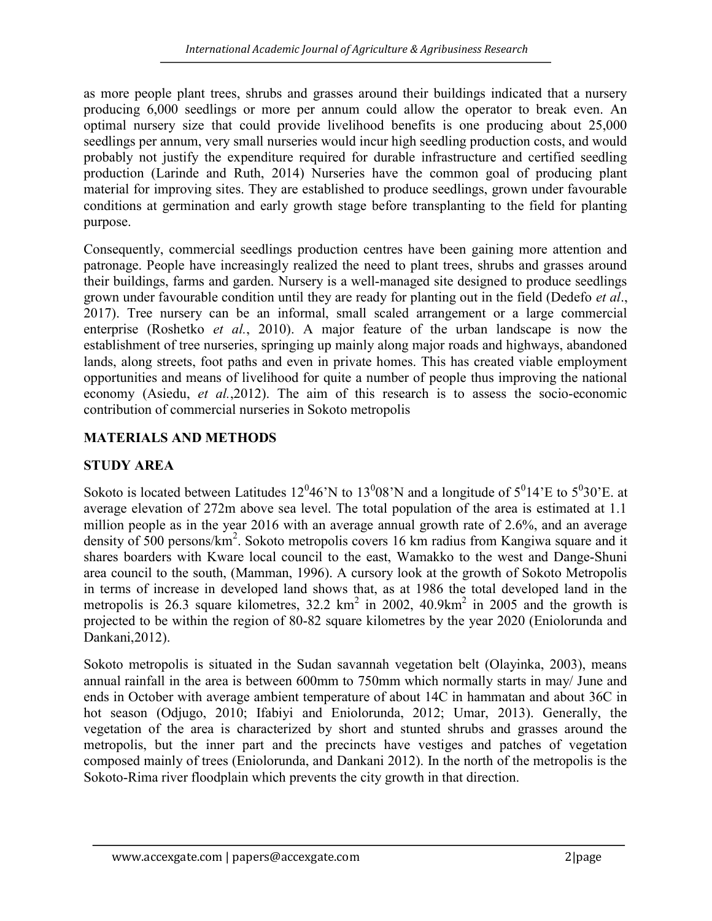as more people plant trees, shrubs and grasses around their buildings indicated that a nursery producing 6,000 seedlings or more per annum could allow the operator to break even. An optimal nursery size that could provide livelihood benefits is one producing about 25,000 seedlings per annum, very small nurseries would incur high seedling production costs, and would probably not justify the expenditure required for durable infrastructure and certified seedling production (Larinde and Ruth, 2014) Nurseries have the common goal of producing plant material for improving sites. They are established to produce seedlings, grown under favourable conditions at germination and early growth stage before transplanting to the field for planting purpose.

Consequently, commercial seedlings production centres have been gaining more attention and patronage. People have increasingly realized the need to plant trees, shrubs and grasses around their buildings, farms and garden. Nursery is a well-managed site designed to produce seedlings grown under favourable condition until they are ready for planting out in the field (Dedefo *et al*., 2017). Tree nursery can be an informal, small scaled arrangement or a large commercial enterprise (Roshetko *et al.*, 2010). A major feature of the urban landscape is now the establishment of tree nurseries, springing up mainly along major roads and highways, abandoned lands, along streets, foot paths and even in private homes. This has created viable employment opportunities and means of livelihood for quite a number of people thus improving the national economy (Asiedu, *et al.*,2012). The aim of this research is to assess the socio-economic contribution of commercial nurseries in Sokoto metropolis

## MATERIALS AND METHODS

### STUDY AREA

Sokoto is located between Latitudes $12^0$46'N to $13^0$08'N and a longitude of $5^0$14'E to $5^0$30'E. at average elevation of 272m above sea level. The total population of the area is estimated at 1.1 million people as in the year 2016 with an average annual growth rate of 2.6%, and an average density of 500 persons/km$^2$. Sokoto metropolis covers 16 km radius from Kangiwa square and it shares boarders with Kware local council to the east, Wamakko to the west and Dange-Shuni area council to the south, (Mamman, 1996). A cursory look at the growth of Sokoto Metropolis in terms of increase in developed land shows that, as at 1986 the total developed land in the metropolis is 26.3 square kilometres, 32.2 km$^2$ in 2002, 40.9km$^2$ in 2005 and the growth is projected to be within the region of 80-82 square kilometres by the year 2020 (Eniolorunda and Dankani,2012).

Sokoto metropolis is situated in the Sudan savannah vegetation belt (Olayinka, 2003), means annual rainfall in the area is between 600mm to 750mm which normally starts in may/ June and ends in October with average ambient temperature of about 14C in hammatan and about 36C in hot season (Odjugo, 2010; Ifabiyi and Eniolorunda, 2012; Umar, 2013). Generally, the vegetation of the area is characterized by short and stunted shrubs and grasses around the metropolis, but the inner part and the precincts have vestiges and patches of vegetation composed mainly of trees (Eniolorunda, and Dankani 2012). In the north of the metropolis is the Sokoto-Rima river floodplain which prevents the city growth in that direction.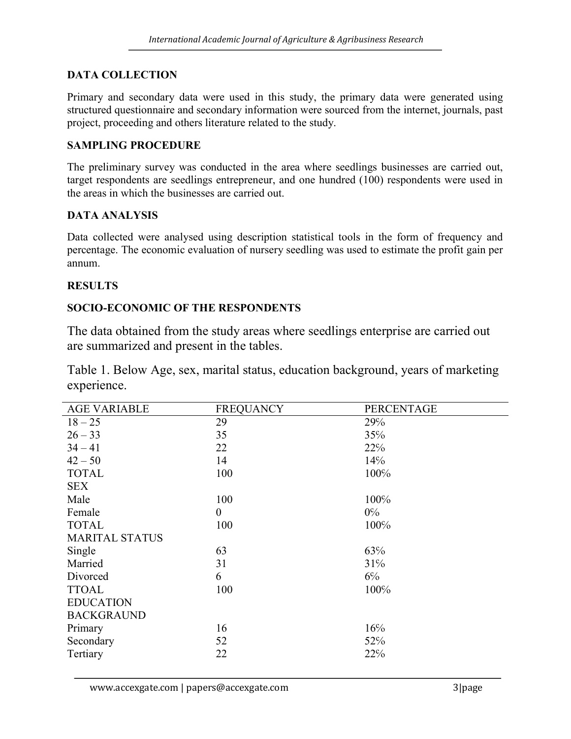## DATA COLLECTION

Primary and secondary data were used in this study, the primary data were generated using structured questionnaire and secondary information were sourced from the internet, journals, past project, proceeding and others literature related to the study.

## SAMPLING PROCEDURE

The preliminary survey was conducted in the area where seedlings businesses are carried out, target respondents are seedlings entrepreneur, and one hundred (100) respondents were used in the areas in which the businesses are carried out.

## DATA ANALYSIS

Data collected were analysed using description statistical tools in the form of frequency and percentage. The economic evaluation of nursery seedling was used to estimate the profit gain per annum.

## RESULTS

### SOCIO-ECONOMIC OF THE RESPONDENTS

The data obtained from the study areas where seedlings enterprise are carried out are summarized and present in the tables.

Table 1. Below Age, sex, marital status, education background, years of marketing experience.

| AGE VARIABLE | FREQUANCY | PERCENTAGE |
|---|---|---|
| 18 – 25 | 29 | 29% |
| 26 – 33 | 35 | 35% |
| 34 – 41 | 22 | 22% |
| 42 – 50 | 14 | 14% |
| TOTAL | 100 | 100% |
| SEX | | |
| Male | 100 | 100% |
| Female | 0 | 0% |
| TOTAL | 100 | 100% |
| MARITAL STATUS | | |
| Single | 63 | 63% |
| Married | 31 | 31% |
| Divorced | 6 | 6% |
| TTOAL | 100 | 100% |
| EDUCATION BACKGRAUND | | |
| Primary | 16 | 16% |
| Secondary | 52 | 52% |
| Tertiary | 22 | 22% |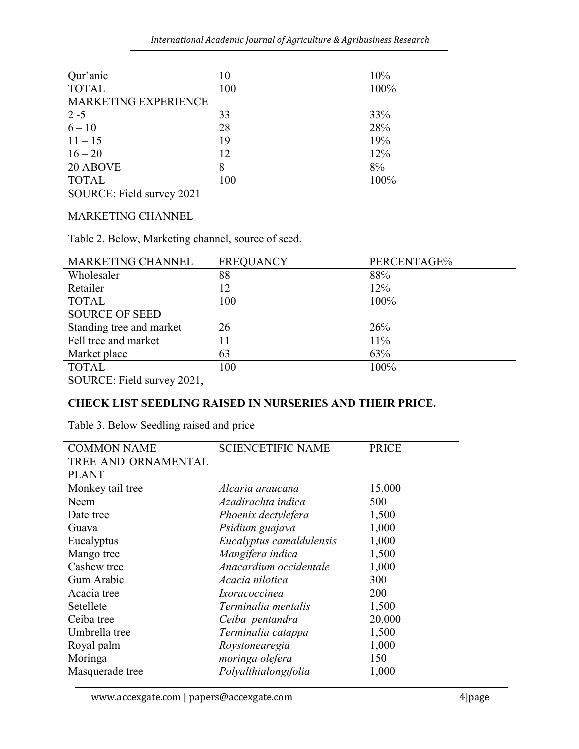| | | |
|---|---|---|
| Qur'anic | 10 | 10% |
| TOTAL | 100 | 100% |
| MARKETING EXPERIENCE | | |
| 2 -5 | 33 | 33% |
| 6 – 10 | 28 | 28% |
| 11 – 15 | 19 | 19% |
| 16 – 20 | 12 | 12% |
| 20 ABOVE | 8 | 8% |
| TOTAL | 100 | 100% |

SOURCE: Field survey 2021

MARKETING CHANNEL

Table 2. Below, Marketing channel, source of seed.

| MARKETING CHANNEL | FREQUANCY | PERCENTAGE% |
|---|---|---|
| Wholesaler | 88 | 88% |
| Retailer | 12 | 12% |
| TOTAL | 100 | 100% |
| SOURCE OF SEED | | |
| Standing tree and market | 26 | 26% |
| Fell tree and market | 11 | 11% |
| Market place | 63 | 63% |
| TOTAL | 100 | 100% |

SOURCE: Field survey 2021,

## CHECK LIST SEEDLING RAISED IN NURSERIES AND THEIR PRICE.

Table 3. Below Seedling raised and price

| COMMON NAME | SCIENCETIFIC NAME | PRICE |
|---|---|---|
| TREE AND ORNAMENTAL PLANT | | |
| Monkey tail tree | *Alcaria araucana* | 15,000 |
| Neem | *Azadirachta indica* | 500 |
| Date tree | *Phoenix dectylefera* | 1,500 |
| Guava | *Psidium guajava* | 1,000 |
| Eucalyptus | *Eucalyptus camaldulensis* | 1,000 |
| Mango tree | *Mangifera indica* | 1,500 |
| Cashew tree | *Anacardium occidentale* | 1,000 |
| Gum Arabic | *Acacia nilotica* | 300 |
| Acacia tree | *Ixoracoccinea* | 200 |
| Setellete | *Terminalia mentalis* | 1,500 |
| Ceiba tree | *Ceiba pentandra* | 20,000 |
| Umbrella tree | *Terminalia catappa* | 1,500 |
| Royal palm | *Roystonearegia* | 1,000 |
| Moringa | *moringa olefera* | 150 |
| Masquerade tree | *Polyalthialongifolia* | 1,000 |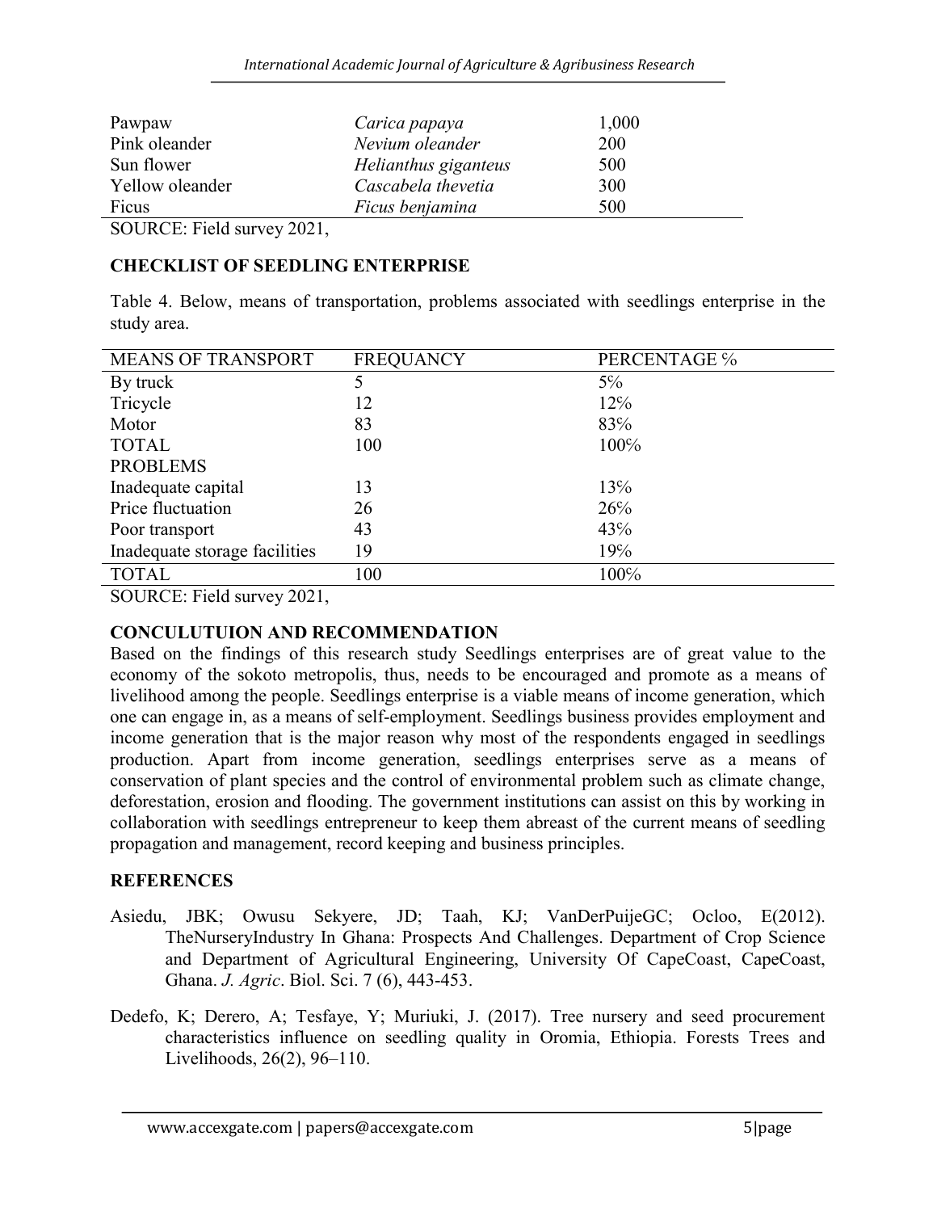| | | |
|---|---|---|
| Pawpaw | *Carica papaya* | 1,000 |
| Pink oleander | *Nevium oleander* | 200 |
| Sun flower | *Helianthus giganteus* | 500 |
| Yellow oleander | *Cascabela thevetia* | 300 |
| Ficus | *Ficus benjamina* | 500 |

SOURCE: Field survey 2021,

## CHECKLIST OF SEEDLING ENTERPRISE

Table 4. Below, means of transportation, problems associated with seedlings enterprise in the study area.

| MEANS OF TRANSPORT | FREQUANCY | PERCENTAGE % |
|---|---|---|
| By truck | 5 | 5% |
| Tricycle | 12 | 12% |
| Motor | 83 | 83% |
| TOTAL | 100 | 100% |
| PROBLEMS | | |
| Inadequate capital | 13 | 13% |
| Price fluctuation | 26 | 26% |
| Poor transport | 43 | 43% |
| Inadequate storage facilities | 19 | 19% |
| TOTAL | 100 | 100% |

SOURCE: Field survey 2021,

## CONCULUTUION AND RECOMMENDATION

Based on the findings of this research study Seedlings enterprises are of great value to the economy of the sokoto metropolis, thus, needs to be encouraged and promote as a means of livelihood among the people. Seedlings enterprise is a viable means of income generation, which one can engage in, as a means of self-employment. Seedlings business provides employment and income generation that is the major reason why most of the respondents engaged in seedlings production. Apart from income generation, seedlings enterprises serve as a means of conservation of plant species and the control of environmental problem such as climate change, deforestation, erosion and flooding. The government institutions can assist on this by working in collaboration with seedlings entrepreneur to keep them abreast of the current means of seedling propagation and management, record keeping and business principles.

## REFERENCES

Asiedu, JBK; Owusu Sekyere, JD; Taah, KJ; VanDerPuijeGC; Ocloo, E(2012). TheNurseryIndustry In Ghana: Prospects And Challenges. Department of Crop Science and Department of Agricultural Engineering, University Of CapeCoast, CapeCoast, Ghana. *J. Agric*. Biol. Sci. 7 (6), 443-453.

Dedefo, K; Derero, A; Tesfaye, Y; Muriuki, J. (2017). Tree nursery and seed procurement characteristics influence on seedling quality in Oromia, Ethiopia. Forests Trees and Livelihoods, 26(2), 96–110.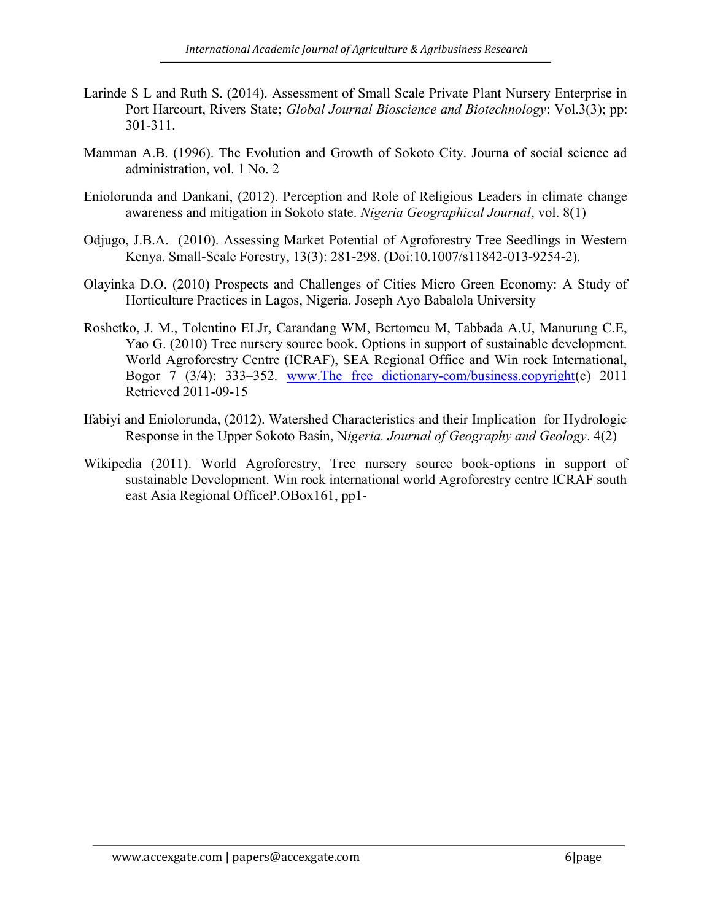Larinde S L and Ruth S. (2014). Assessment of Small Scale Private Plant Nursery Enterprise in Port Harcourt, Rivers State; *Global Journal Bioscience and Biotechnology*; Vol.3(3); pp: 301-311.

Mamman A.B. (1996). The Evolution and Growth of Sokoto City. Journa of social science ad administration, vol. 1 No. 2

Eniolorunda and Dankani, (2012). Perception and Role of Religious Leaders in climate change awareness and mitigation in Sokoto state. *Nigeria Geographical Journal*, vol. 8(1)

Odjugo, J.B.A. (2010). Assessing Market Potential of Agroforestry Tree Seedlings in Western Kenya. Small-Scale Forestry, 13(3): 281-298. (Doi:10.1007/s11842-013-9254-2).

Olayinka D.O. (2010) Prospects and Challenges of Cities Micro Green Economy: A Study of Horticulture Practices in Lagos, Nigeria. Joseph Ayo Babalola University

Roshetko, J. M., Tolentino ELJr, Carandang WM, Bertomeu M, Tabbada A.U, Manurung C.E, Yao G. (2010) Tree nursery source book. Options in support of sustainable development. World Agroforestry Centre (ICRAF), SEA Regional Office and Win rock International, Bogor 7 (3/4): 333–352. www.The free dictionary-com/business.copyright(c) 2011 Retrieved 2011-09-15

Ifabiyi and Eniolorunda, (2012). Watershed Characteristics and their Implication for Hydrologic Response in the Upper Sokoto Basin, N*igeria. Journal of Geography and Geology*. 4(2)

Wikipedia (2011). World Agroforestry, Tree nursery source book-options in support of sustainable Development. Win rock international world Agroforestry centre ICRAF south east Asia Regional OfficeP.OBox161, pp1-